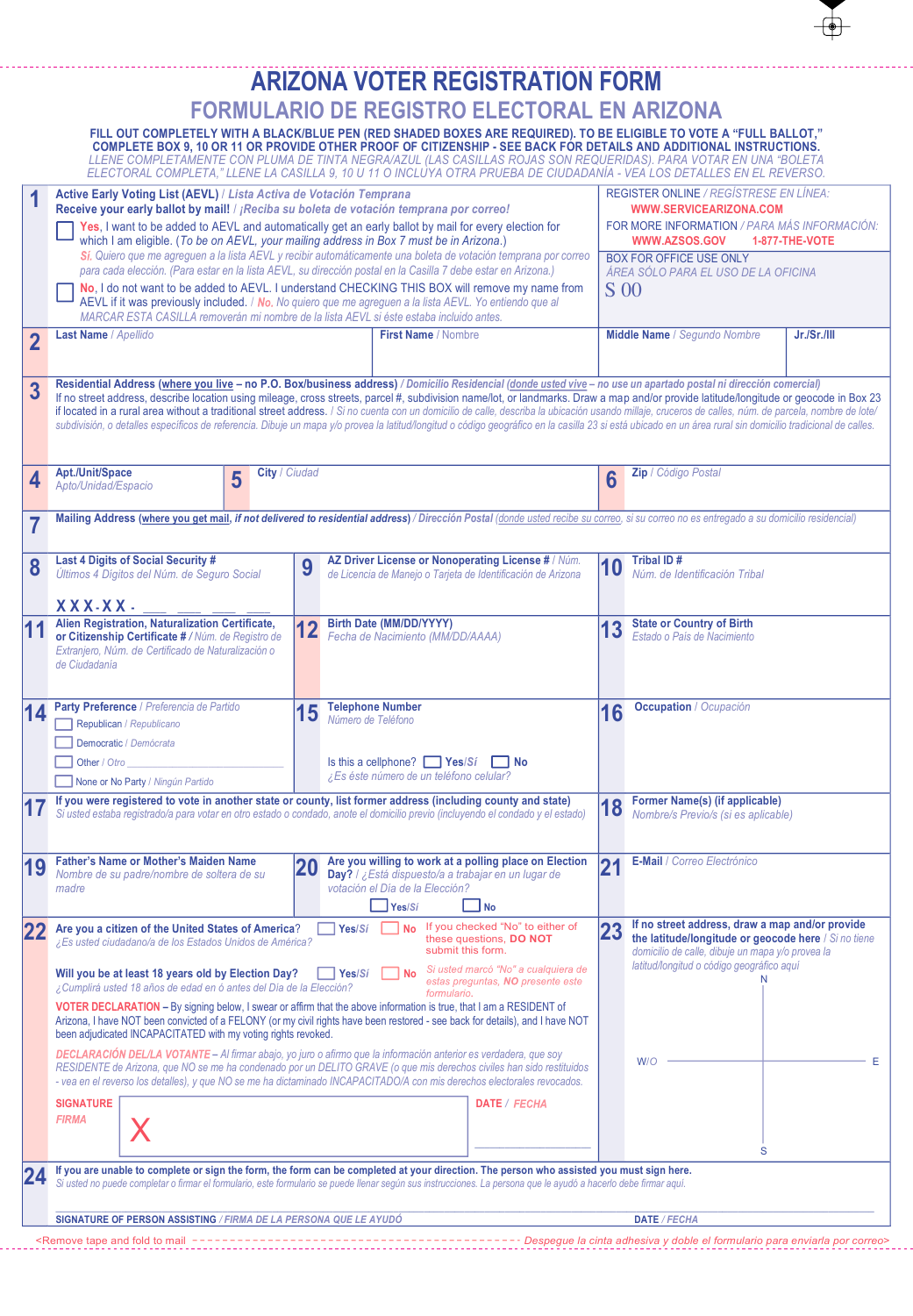# ARIZONA VOTER REGISTRATION FORM

## FORMULARIO DE REGISTRO ELECTORAL EN ARIZONA

**FILL OUT COMPLETELY WITH A BLACK/BLUE PEN (RED SHADED BOXES ARE REQUIRED). TO BE ELIGIBLE TO VOTE A "FULL BALLOT," COMPLETE BOX 9, 10 OR 11 OR PROVIDE OTHER PROOF OF CITIZENSHIP - SEE BACK FOR DETAILS AND ADDITIONAL INSTRUCTIONS.**

*LLENE COMPLETAMENTE CON PLUMA DE TINTA NEGRA/AZUL (LAS CASILLAS ROJAS SON REQUERIDAS). PARA VOTAR EN UNA "BOLETA ELECTORAL COMPLETA," LLENE LA CASILLA 9, 10 U 11 O INCLUYA OTRA PRUEBA DE CIUDADANÍA - VEA LOS DETALLES EN EL REVERSO.*

**1** **Active Early Voting List (AEVL)** / *Lista Activa de Votación Temprana*
**Receive your early ballot by mail!** / *¡Reciba su boleta de votación temprana por correo!*

☐ **Yes**, I want to be added to AEVL and automatically get an early ballot by mail for every election for which I am eligible. (*To be on AEVL, your mailing address in Box 7 must be in Arizona.*)
*Sí. Quiero que me agreguen a la lista AEVL y recibir automáticamente una boleta de votación temprana por correo para cada elección. (Para estar en la lista AEVL, su dirección postal en la Casilla 7 debe estar en Arizona.)*

☐ **No**, I do not want to be added to AEVL. I understand CHECKING THIS BOX will remove my name from AEVL if it was previously included. / *No. No quiero que me agreguen a la lista AEVL. Yo entiendo que al MARCAR ESTA CASILLA removerán mi nombre de la lista AEVL si éste estaba incluido antes.*

REGISTER ONLINE / *REGÍSTRESE EN LÍNEA:* **WWW.SERVICEARIZONA.COM**
FOR MORE INFORMATION / *PARA MÁS INFORMACIÓN:* **WWW.AZSOS.GOV** **1-877-THE-VOTE**

BOX FOR OFFICE USE ONLY
*ÁREA SÓLO PARA EL USO DE LA OFICINA*
S 00

| **2** Last Name / *Apellido* | First Name / *Nombre* | Middle Name / *Segundo Nombre* | Jr./Sr./III |
|---|---|---|---|
| | | | |

**3** **Residential Address (where you live – no P.O. Box/business address)** / *Domicilio Residencial (donde usted vive – no use un apartado postal ni dirección comercial)*
If no street address, describe location using mileage, cross streets, parcel #, subdivision name/lot, or landmarks. Draw a map and/or provide latitude/longitude or geocode in Box 23 if located in a rural area without a traditional street address. / *Si no cuenta con un domicilio de calle, describa la ubicación usando millaje, cruceros de calles, núm. de parcela, nombre de lote/subdivisión, o detalles específicos de referencia. Dibuje un mapa y/o provea la latitud/longitud o código geográfico en la casilla 23 si está ubicado en un área rural sin domicilio tradicional de calles.*

| **4** Apt./Unit/Space / *Apto/Unidad/Espacio* | **5** City / *Ciudad* | **6** Zip / *Código Postal* |
|---|---|---|
| | | |

**7** **Mailing Address (where you get mail, if not delivered to residential address)** / *Dirección Postal (donde usted recibe su correo, si su correo no es entregado a su domicilio residencial)*

| **8** Last 4 Digits of Social Security # / *Últimos 4 Digitos del Núm. de Seguro Social* | **9** AZ Driver License or Nonoperating License # / *Núm. de Licencia de Manejo o Tarjeta de Identificación de Arizona* | **10** Tribal ID # / *Núm. de Identificación Tribal* |
|---|---|---|
| XXX-XX-___ ___ ___ ___ | | |

| **11** Alien Registration, Naturalization Certificate, or Citizenship Certificate # / *Núm. de Registro de Extranjero, Núm. de Certificado de Naturalización o de Ciudadanía* | **12** Birth Date (MM/DD/YYYY) / *Fecha de Nacimiento (MM/DD/AAAA)* | **13** State or Country of Birth / *Estado o País de Nacimiento* |
|---|---|---|
| | | |

**14** **Party Preference** / *Preferencia de Partido*
- ☐ Republican / *Republicano*
- ☐ Democratic / *Demócrata*
- ☐ Other / *Otro* ______
- ☐ None or No Party / *Ningún Partido*

**15** **Telephone Number** / *Número de Teléfono*
Is this a cellphone? ☐ Yes/*Sí* ☐ No
*¿Es éste número de un teléfono celular?*

**16** **Occupation** / *Ocupación*

**17** **If you were registered to vote in another state or county, list former address (including county and state)**
*Si usted estaba registrado/a para votar en otro estado o condado, anote el domicilio previo (incluyendo el condado y el estado)*

**18** **Former Name(s) (if applicable)** / *Nombre/s Previo/s (si es aplicable)*

**19** **Father's Name or Mother's Maiden Name** / *Nombre de su padre/nombre de soltera de su madre*

**20** **Are you willing to work at a polling place on Election Day?** / *¿Está dispuesto/a a trabajar en un lugar de votación el Día de la Elección?*
☐ Yes/*Sí* ☐ No

**21** **E-Mail** / *Correo Electrónico*

**22** **Are you a citizen of the United States of America?** ☐ Yes/*Sí* ☐ No
*¿Es usted ciudadano/a de los Estados Unidos de América?*

**Will you be at least 18 years old by Election Day?** ☐ Yes/*Sí* ☐ No
*¿Cumplirá usted 18 años de edad en ó antes del Día de la Elección?*

If you checked "No" to either of these questions, **DO NOT** submit this form.
*Si usted marcó "No" a cualquiera de estas preguntas, **NO** presente este formulario.*

**VOTER DECLARATION** – By signing below, I swear or affirm that the above information is true, that I am a RESIDENT of Arizona, I have NOT been convicted of a FELONY (or my civil rights have been restored - see back for details), and I have NOT been adjudicated INCAPACITATED with my voting rights revoked.

*DECLARACIÓN DEL/LA VOTANTE – Al firmar abajo, yo juro o afirmo que la información anterior es verdadera, que soy RESIDENTE de Arizona, que NO se me ha condenado por un DELITO GRAVE (o que mis derechos civiles han sido restituidos - vea en el reverso los detalles), y que NO se me ha dictaminado INCAPACITADO/A con mis derechos electorales revocados.*

**SIGNATURE** / *FIRMA* X ______ **DATE** / *FECHA* ______

**23** **If no street address, draw a map and/or provide the latitude/longitude or geocode here** / *Si no tiene domicilio de calle, dibuje un mapa y/o provea la latitud/longitud o código geográfico aquí*

N — W/O — E — S

**24** **If you are unable to complete or sign the form, the form can be completed at your direction. The person who assisted you must sign here.**
*Si usted no puede completar o firmar el formulario, este formulario se puede llenar según sus instrucciones. La persona que le ayudó a hacerlo debe firmar aquí.*

**SIGNATURE OF PERSON ASSISTING** / *FIRMA DE LA PERSONA QUE LE AYUDÓ* ______ **DATE** / *FECHA* ______

<Remove tape and fold to mail ------ *Despegue la cinta adhesiva y doble el formulario para enviarlo por correo>*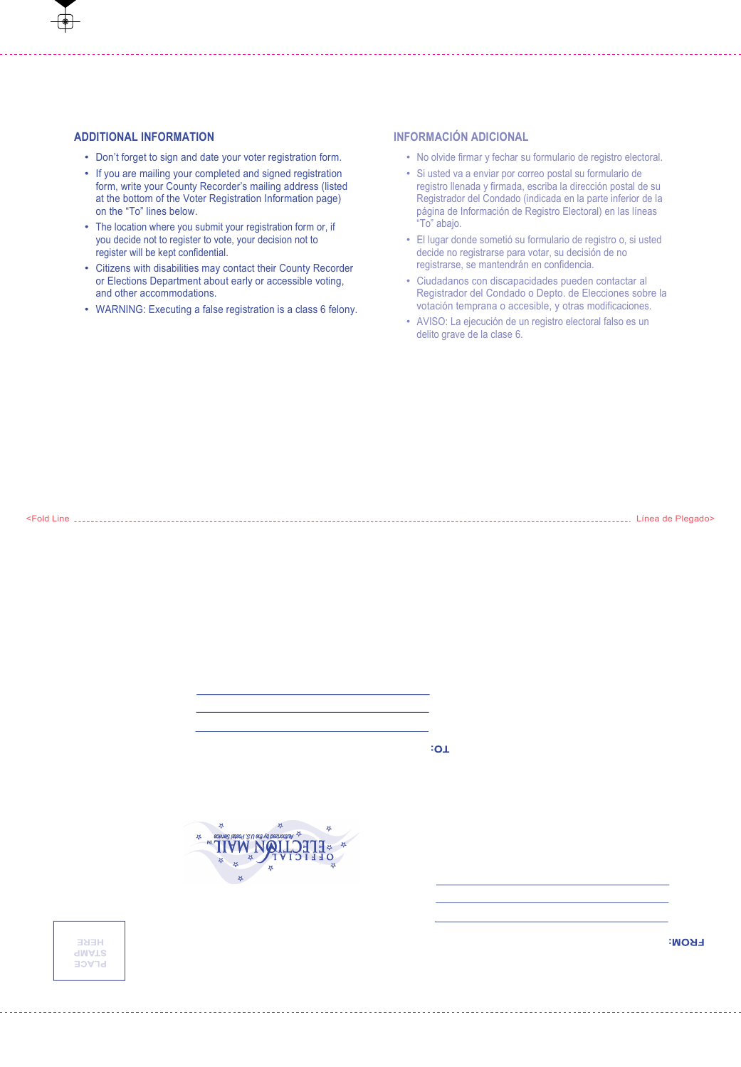## ADDITIONAL INFORMATION

- Don't forget to sign and date your voter registration form.
- If you are mailing your completed and signed registration form, write your County Recorder's mailing address (listed at the bottom of the Voter Registration Information page) on the "To" lines below.
- The location where you submit your registration form or, if you decide not to register to vote, your decision not to register will be kept confidential.
- Citizens with disabilities may contact their County Recorder or Elections Department about early or accessible voting, and other accommodations.
- WARNING: Executing a false registration is a class 6 felony.

## INFORMACIÓN ADICIONAL

- No olvide firmar y fechar su formulario de registro electoral.
- Si usted va a enviar por correo postal su formulario de registro llenada y firmada, escriba la dirección postal de su Registrador del Condado (indicada en la parte inferior de la página de Información de Registro Electoral) en las líneas "To" abajo.
- El lugar donde sometió su formulario de registro o, si usted decide no registrarse para votar, su decisión de no registrarse, se mantendrán en confidencia.
- Ciudadanos con discapacidades pueden contactar al Registrador del Condado o Depto. de Elecciones sobre la votación temprana o accesible, y otras modificaciones.
- AVISO: La ejecución de un registro electoral falso es un delito grave de la clase 6.

<Fold Line ---------------------------------------------------------------- Línea de Plegado>

TO:

\_\_\_\_\_\_\_\_\_\_\_\_\_\_\_\_\_\_\_\_\_\_\_\_\_\_\_\_\_\_\_\_\_\_\_\_

\_\_\_\_\_\_\_\_\_\_\_\_\_\_\_\_\_\_\_\_\_\_\_\_\_\_\_\_\_\_\_\_\_\_\_\_

\_\_\_\_\_\_\_\_\_\_\_\_\_\_\_\_\_\_\_\_\_\_\_\_\_\_\_\_\_\_\_\_\_\_\_\_

OFFICIAL ELECTION MAIL™ Authorized by the U.S. Postal Service

FROM:

\_\_\_\_\_\_\_\_\_\_\_\_\_\_\_\_\_\_\_\_\_\_\_\_\_\_\_\_\_\_\_\_\_\_\_\_

\_\_\_\_\_\_\_\_\_\_\_\_\_\_\_\_\_\_\_\_\_\_\_\_\_\_\_\_\_\_\_\_\_\_\_\_

\_\_\_\_\_\_\_\_\_\_\_\_\_\_\_\_\_\_\_\_\_\_\_\_\_\_\_\_\_\_\_\_\_\_\_\_

PLACE STAMP HERE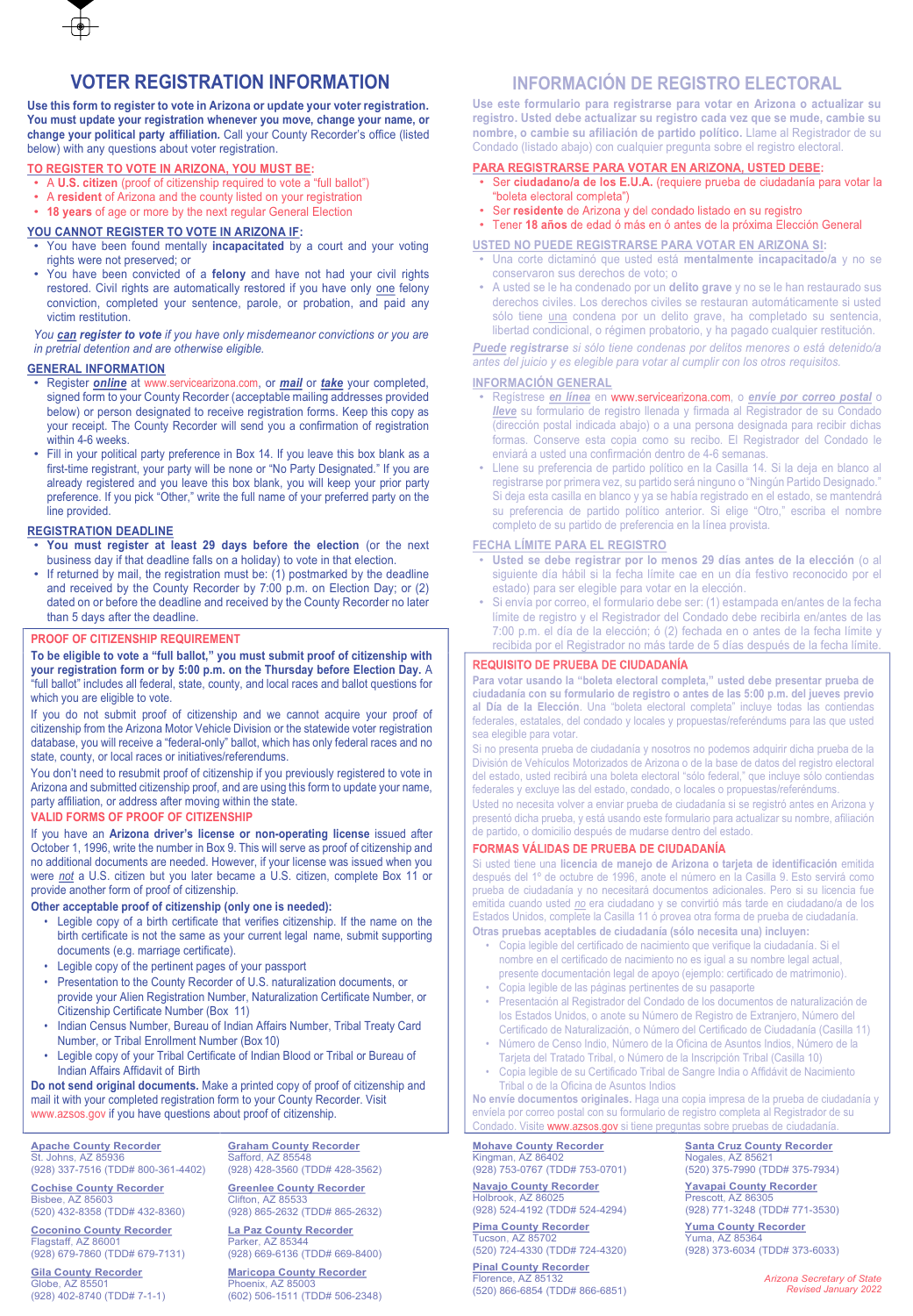# VOTER REGISTRATION INFORMATION

**Use this form to register to vote in Arizona or update your voter registration. You must update your registration whenever you move, change your name, or change your political party affiliation.** Call your County Recorder's office (listed below) with any questions about voter registration.

**TO REGISTER TO VOTE IN ARIZONA, YOU MUST BE:**

- A **U.S. citizen** (proof of citizenship required to vote a "full ballot")
- A **resident** of Arizona and the county listed on your registration
- **18 years** of age or more by the next regular General Election

**YOU CANNOT REGISTER TO VOTE IN ARIZONA IF:**

- You have been found mentally **incapacitated** by a court and your voting rights were not preserved; or
- You have been convicted of a **felony** and have not had your civil rights restored. Civil rights are automatically restored if you have only one felony conviction, completed your sentence, parole, or probation, and paid any victim restitution.

*You **can register to vote** if you have only misdemeanor convictions or you are in pretrial detention and are otherwise eligible.*

**GENERAL INFORMATION**

- Register ***online*** at www.servicearizona.com, or ***mail*** or ***take*** your completed, signed form to your County Recorder (acceptable mailing addresses provided below) or person designated to receive registration forms. Keep this copy as your receipt. The County Recorder will send you a confirmation of registration within 4-6 weeks.
- Fill in your political party preference in Box 14. If you leave this box blank as a first-time registrant, your party will be none or "No Party Designated." If you are already registered and you leave this box blank, you will keep your prior party preference. If you pick "Other," write the full name of your preferred party on the line provided.

**REGISTRATION DEADLINE**

- **You must register at least 29 days before the election** (or the next business day if that deadline falls on a holiday) to vote in that election.
- If returned by mail, the registration must be: (1) postmarked by the deadline and received by the County Recorder by 7:00 p.m. on Election Day; or (2) dated on or before the deadline and received by the County Recorder no later than 5 days after the deadline.

**PROOF OF CITIZENSHIP REQUIREMENT**

**To be eligible to vote a "full ballot," you must submit proof of citizenship with your registration form or by 5:00 p.m. on the Thursday before Election Day.** A "full ballot" includes all federal, state, county, and local races and ballot questions for which you are eligible to vote.

If you do not submit proof of citizenship and we cannot acquire your proof of citizenship from the Arizona Motor Vehicle Division or the statewide voter registration database, you will receive a "federal-only" ballot, which has only federal races and no state, county, or local races or initiatives/referendums.

You don't need to resubmit proof of citizenship if you previously registered to vote in Arizona and submitted citizenship proof, and are using this form to update your name, party affiliation, or address after moving within the state.

**VALID FORMS OF PROOF OF CITIZENSHIP**

If you have an **Arizona driver's license or non-operating license** issued after October 1, 1996, write the number in Box 9. This will serve as proof of citizenship and no additional documents are needed. However, if your license was issued when you were ***not*** a U.S. citizen but you later became a U.S. citizen, complete Box 11 or provide another form of proof of citizenship.

**Other acceptable proof of citizenship (only one is needed):**

- Legible copy of a birth certificate that verifies citizenship. If the name on the birth certificate is not the same as your current legal name, submit supporting documents (e.g. marriage certificate).
- Legible copy of the pertinent pages of your passport
- Presentation to the County Recorder of U.S. naturalization documents, or provide your Alien Registration Number, Naturalization Certificate Number, or Citizenship Certificate Number (Box 11)
- Indian Census Number, Bureau of Indian Affairs Number, Tribal Treaty Card Number, or Tribal Enrollment Number (Box 10)
- Legible copy of your Tribal Certificate of Indian Blood or Tribal or Bureau of Indian Affairs Affidavit of Birth

**Do not send original documents.** Make a printed copy of proof of citizenship and mail it with your completed registration form to your County Recorder. Visit www.azsos.gov if you have questions about proof of citizenship.

# INFORMACIÓN DE REGISTRO ELECTORAL

**Use este formulario para registrarse para votar en Arizona o actualizar su registro. Usted debe actualizar su registro cada vez que se mude, cambie su nombre, o cambie su afiliación de partido político.** Llame al Registrador de su Condado (listado abajo) con cualquier pregunta sobre el registro electoral.

**PARA REGISTRARSE PARA VOTAR EN ARIZONA, USTED DEBE:**

- Ser **ciudadano/a de los E.U.A.** (requiere prueba de ciudadanía para votar la "boleta electoral completa")
- Ser **residente** de Arizona y del condado listado en su registro
- Tener **18 años** de edad ó más en ó antes de la próxima Elección General

**USTED NO PUEDE REGISTRARSE PARA VOTAR EN ARIZONA SI:**

- Una corte dictaminó que usted está **mentalmente incapacitado/a** y no se conservaron sus derechos de voto; o
- A usted se le ha condenado por un **delito grave** y no se le han restaurado sus derechos civiles. Los derechos civiles se restauran automáticamente si usted sólo tiene una condena por un delito grave, ha completado su sentencia, libertad condicional, o régimen probatorio, y ha pagado cualquier restitución.

***Puede registrarse*** *si sólo tiene condenas por delitos menores o está detenido/a antes del juicio y es elegible para votar al cumplir con los otros requisitos.*

**INFORMACIÓN GENERAL**

- Regístrese ***en línea*** en www.servicearizona.com, o ***envíe por correo postal*** o ***lleve*** su formulario de registro llenada y firmada al Registrador de su Condado (dirección postal indicada abajo) o a una persona designada para recibir dichas formas. Conserve esta copia como su recibo. El Registrador del Condado le enviará a usted una confirmación dentro de 4-6 semanas.
- Llene su preferencia de partido político en la Casilla 14. Si la deja en blanco al registrarse por primera vez, su partido será ninguno o "Ningún Partido Designado." Si deja esta casilla en blanco y ya se había registrado en el estado, se mantendrá su preferencia de partido político anterior. Si elige "Otro," escriba el nombre completo de su partido de preferencia en la línea provista.

**FECHA LÍMITE PARA EL REGISTRO**

- **Usted se debe registrar por lo menos 29 días antes de la elección** (o al siguiente día hábil si la fecha límite cae en un día festivo reconocido por el estado) para ser elegible para votar en la elección.
- Si envía por correo, el formulario debe ser: (1) estampada en/antes de la fecha límite de registro y el Registrador del Condado debe recibirla en/antes de las 7:00 p.m. el día de la elección; ó (2) fechada en o antes de la fecha límite y recibida por el Registrador no más tarde de 5 días después de la fecha límite.

**REQUISITO DE PRUEBA DE CIUDADANÍA**

**Para votar usando la "boleta electoral completa," usted debe presentar prueba de ciudadanía con su formulario de registro o antes de las 5:00 p.m. del jueves previo al Día de la Elección.** Una "boleta electoral completa" incluye todas las contiendas federales, estatales, del condado y locales y propuestas/referéndums para las que usted sea elegible para votar.

Si no presenta prueba de ciudadanía y nosotros no podemos adquirir dicha prueba de la División de Vehículos Motorizados de Arizona o de la base de datos del registro electoral del estado, usted recibirá una boleta electoral "sólo federal," que incluye sólo contiendas federales y excluye las del estado, condado, o locales o propuestas/referéndums.

Usted no necesita volver a enviar prueba de ciudadanía si se registró antes en Arizona y presentó dicha prueba, y está usando este formulario para actualizar su nombre, afiliación de partido, o domicilio después de mudarse dentro del estado.

**FORMAS VÁLIDAS DE PRUEBA DE CIUDADANÍA**

Si usted tiene una **licencia de manejo de Arizona o tarjeta de identificación** emitida después del 1º de octubre de 1996, anote el número en la Casilla 9. Esto servirá como prueba de ciudadanía y no necesitará documentos adicionales. Pero si su licencia fue emitida cuando usted ***no*** era ciudadano y se convirtió más tarde en ciudadano/a de los Estados Unidos, complete la Casilla 11 ó provea otra forma de prueba de ciudadanía.

**Otras pruebas aceptables de ciudadanía (sólo necesita una) incluyen:**

- Copia legible del certificado de nacimiento que verifique la ciudadanía. Si el nombre en el certificado de nacimiento no es igual a su nombre legal actual, presente documentación legal de apoyo (ejemplo: certificado de matrimonio).
- Copia legible de las páginas pertinentes de su pasaporte
- Presentación al Registrador del Condado de los documentos de naturalización de los Estados Unidos, o anote su Número de Registro de Extranjero, Número del Certificado de Naturalización, o Número del Certificado de Ciudadanía (Casilla 11)
- Número de Censo Indio, Número de la Oficina de Asuntos Indios, Número de la Tarjeta del Tratado Tribal, o Número de la Inscripción Tribal (Casilla 10)
- Copia legible de su Certificado Tribal de Sangre India o Affidávit de Nacimiento Tribal o de la Oficina de Asuntos Indios

**No envíe documentos originales.** Haga una copia impresa de la prueba de ciudadanía y envíela por correo postal con su formulario de registro completa al Registrador de su Condado. Visite www.azsos.gov si tiene preguntas sobre pruebas de ciudadanía.

**Apache County Recorder**
St. Johns, AZ 85936
(928) 337-7516 (TDD# 800-361-4402)

**Cochise County Recorder**
Bisbee, AZ 85603
(520) 432-8358 (TDD# 432-8360)

**Coconino County Recorder**
Flagstaff, AZ 86001
(928) 679-7860 (TDD# 679-7131)

**Gila County Recorder**
Globe, AZ 85501
(928) 402-8740 (TDD# 7-1-1)

**Graham County Recorder**
Safford, AZ 85548
(928) 428-3560 (TDD# 428-3562)

**Greenlee County Recorder**
Clifton, AZ 85533
(928) 865-2632 (TDD# 865-2632)

**La Paz County Recorder**
Parker, AZ 85344
(928) 669-6136 (TDD# 669-8400)

**Maricopa County Recorder**
Phoenix, AZ 85003
(602) 506-1511 (TDD# 506-2348)

**Mohave County Recorder**
Kingman, AZ 86402
(928) 753-0767 (TDD# 753-0701)

**Navajo County Recorder**
Holbrook, AZ 86025
(928) 524-4192 (TDD# 524-4294)

**Pima County Recorder**
Tucson, AZ 85702
(520) 724-4330 (TDD# 724-4320)

**Pinal County Recorder**
Florence, AZ 85132
(520) 866-6854 (TDD# 866-6851)

**Santa Cruz County Recorder**
Nogales, AZ 85621
(520) 375-7990 (TDD# 375-7934)

**Yavapai County Recorder**
Prescott, AZ 86305
(928) 771-3248 (TDD# 771-3530)

**Yuma County Recorder**
Yuma, AZ 85364
(928) 373-6034 (TDD# 373-6033)

*Arizona Secretary of State*
*Revised January 2022*